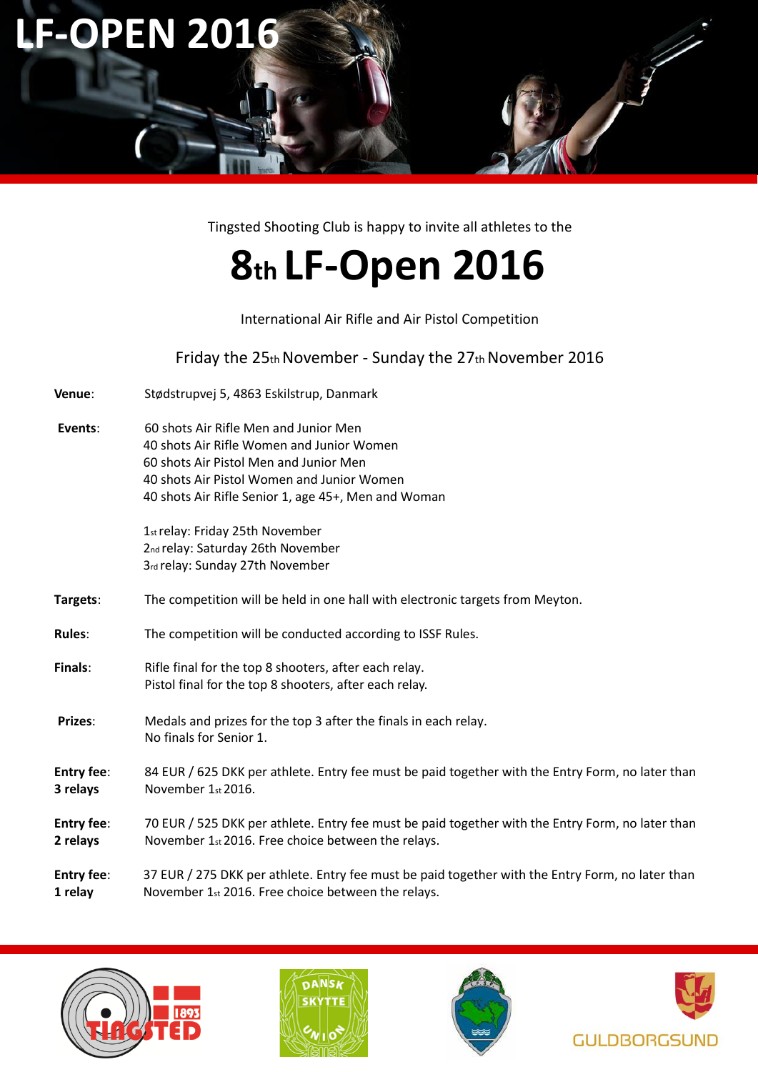# LF-OPEN 2016

Tingsted Shooting Club is happy to invite all athletes to the

# 8th LF-Open 2016

International Air Rifle and Air Pistol Competition

Friday the 25th November - Sunday the 27th November 2016

**Venue**: Stødstrupvej 5, 4863 Eskilstrup, Danmark

**Events**:
60 shots Air Rifle Men and Junior Men
40 shots Air Rifle Women and Junior Women
60 shots Air Pistol Men and Junior Men
40 shots Air Pistol Women and Junior Women
40 shots Air Rifle Senior 1, age 45+, Men and Woman

1st relay: Friday 25th November
2nd relay: Saturday 26th November
3rd relay: Sunday 27th November

**Targets**: The competition will be held in one hall with electronic targets from Meyton.

**Rules**: The competition will be conducted according to ISSF Rules.

**Finals**:
Rifle final for the top 8 shooters, after each relay.
Pistol final for the top 8 shooters, after each relay.

**Prizes**:
Medals and prizes for the top 3 after the finals in each relay.
No finals for Senior 1.

**Entry fee: 3 relays** 84 EUR / 625 DKK per athlete. Entry fee must be paid together with the Entry Form, no later than November 1st 2016.

**Entry fee: 2 relays** 70 EUR / 525 DKK per athlete. Entry fee must be paid together with the Entry Form, no later than November 1st 2016. Free choice between the relays.

**Entry fee: 1 relay** 37 EUR / 275 DKK per athlete. Entry fee must be paid together with the Entry Form, no later than November 1st 2016. Free choice between the relays.

TINGSTED 1893

DANSK SKYTTE UNION

GULDBORGSUND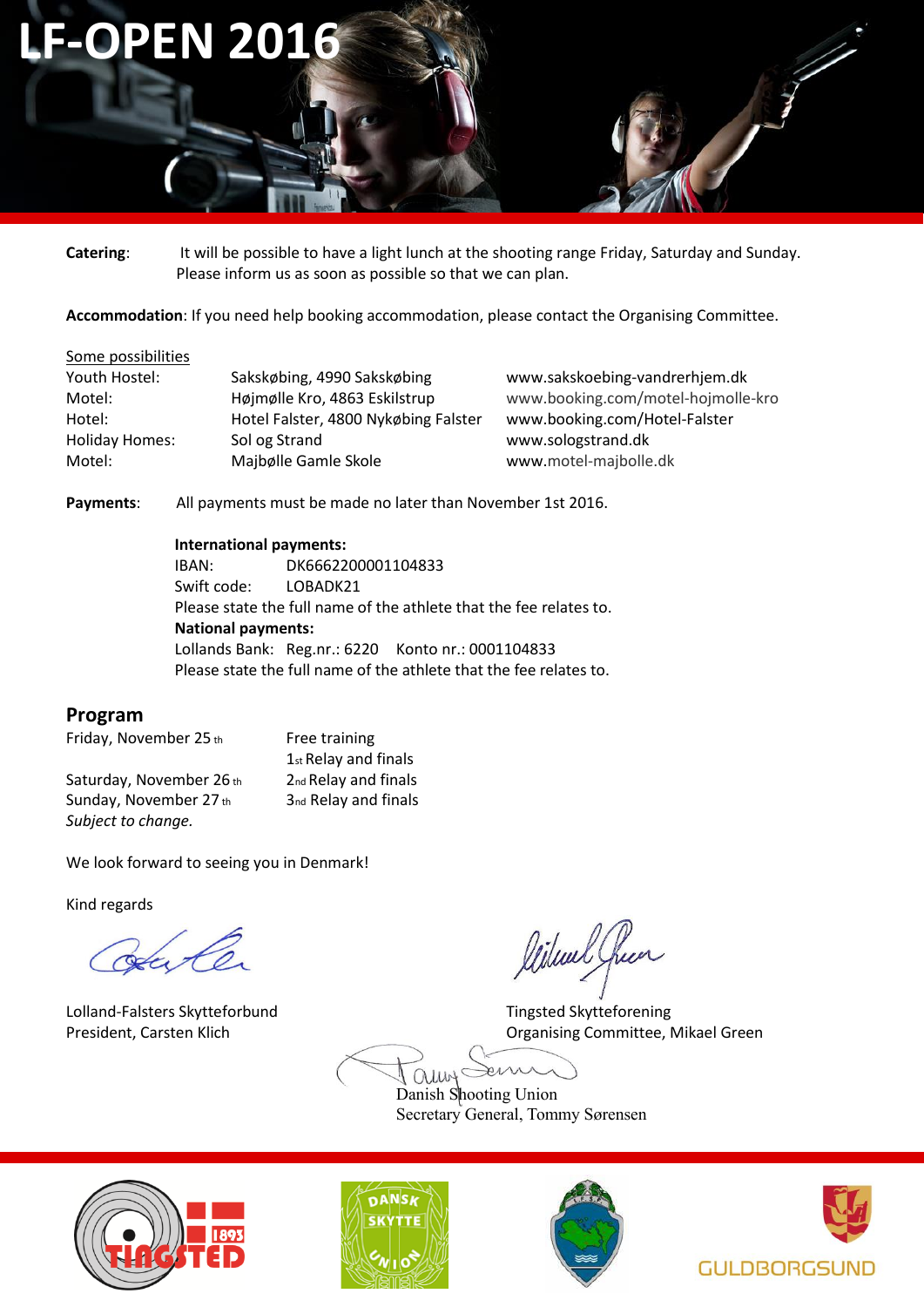# LF-OPEN 2016

**Catering**: It will be possible to have a light lunch at the shooting range Friday, Saturday and Sunday. Please inform us as soon as possible so that we can plan.

**Accommodation**: If you need help booking accommodation, please contact the Organising Committee.

Some possibilities

| | | |
|---|---|---|
| Youth Hostel: | Sakskøbing, 4990 Sakskøbing | www.sakskoebing-vandrerhjem.dk |
| Motel: | Højmølle Kro, 4863 Eskilstrup | www.booking.com/motel-hojmolle-kro |
| Hotel: | Hotel Falster, 4800 Nykøbing Falster | www.booking.com/Hotel-Falster |
| Holiday Homes: | Sol og Strand | www.sologstrand.dk |
| Motel: | Majbølle Gamle Skole | www.motel-majbolle.dk |

**Payments**: All payments must be made no later than November 1st 2016.

**International payments:**
IBAN: DK6662200001104833
Swift code: LOBADK21
Please state the full name of the athlete that the fee relates to.
**National payments:**
Lollands Bank: Reg.nr.: 6220 Konto nr.: 0001104833
Please state the full name of the athlete that the fee relates to.

## Program

| | |
|---|---|
| Friday, November 25th | Free training |
| | 1st Relay and finals |
| Saturday, November 26th | 2nd Relay and finals |
| Sunday, November 27th | 3nd Relay and finals |

*Subject to change.*

We look forward to seeing you in Denmark!

Kind regards

Lolland-Falsters Skytteforbund
President, Carsten Klich

Tingsted Skytteforening
Organising Committee, Mikael Green

Danish Shooting Union
Secretary General, Tommy Sørensen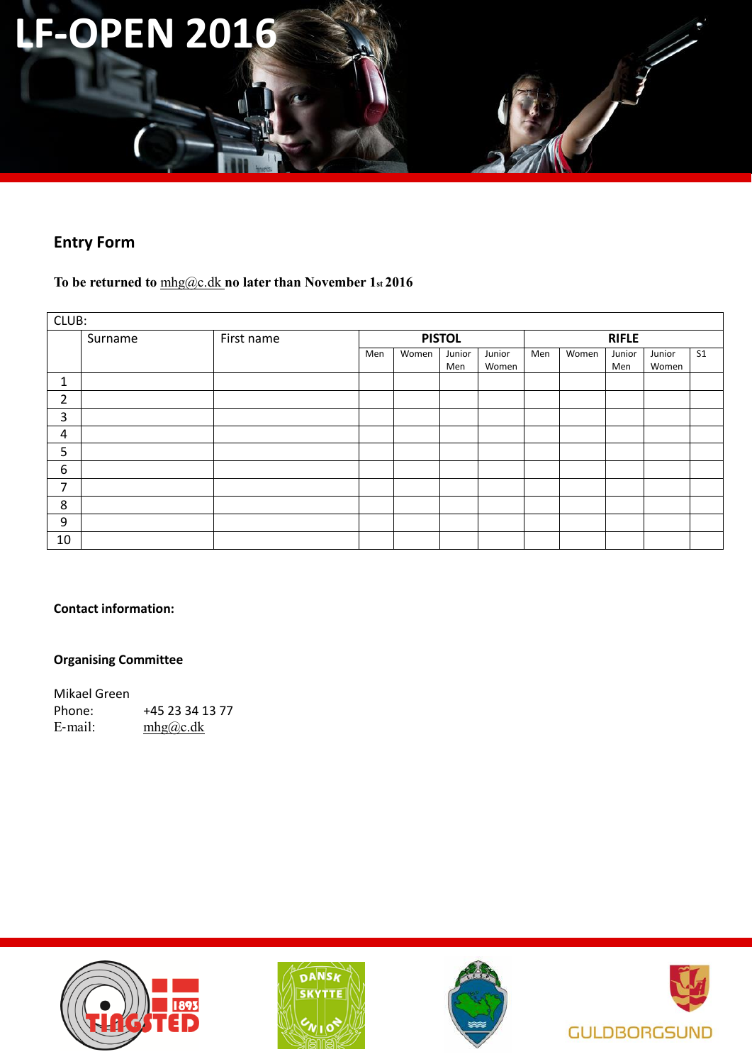# LF-OPEN 2016

## Entry Form

**To be returned to** mhg@c.dk **no later than November 1st 2016**

| CLUB: | | | | | | | | | | | | |
|---|---|---|---|---|---|---|---|---|---|---|---|---|
| | Surname | First name | PISTOL | | | | RIFLE | | | | | |
| | | | Men | Women | Junior Men | Junior Women | Men | Women | Junior Men | Junior Women | S1 |
| 1 | | | | | | | | | | | |
| 2 | | | | | | | | | | | |
| 3 | | | | | | | | | | | |
| 4 | | | | | | | | | | | |
| 5 | | | | | | | | | | | |
| 6 | | | | | | | | | | | |
| 7 | | | | | | | | | | | |
| 8 | | | | | | | | | | | |
| 9 | | | | | | | | | | | |
| 10 | | | | | | | | | | | |

**Contact information:**

**Organising Committee**

Mikael Green
Phone: +45 23 34 13 77
E-mail: mhg@c.dk